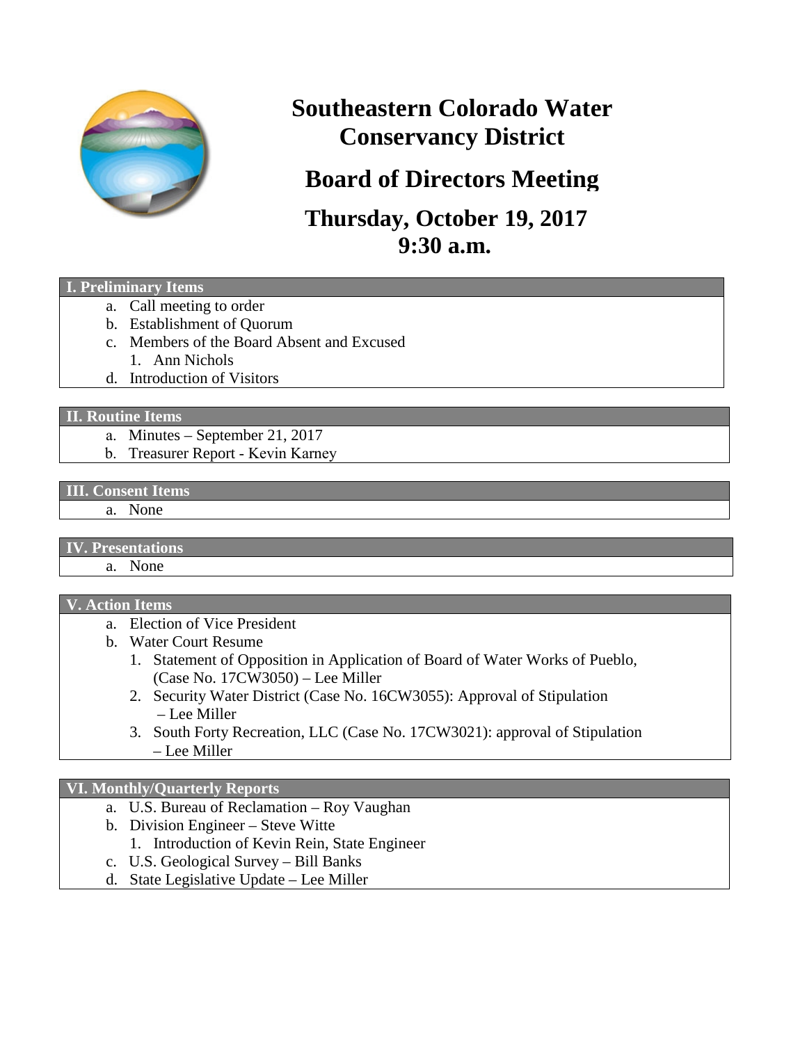# Southeastern Colorado Water Conservancy District

## Board of Directors Meeting

## Thursday, October 19, 2017
## 9:30 a.m.

### I. Preliminary Items

a. Call meeting to order
b. Establishment of Quorum
c. Members of the Board Absent and Excused
   1. Ann Nichols
d. Introduction of Visitors

### II. Routine Items

a. Minutes – September 21, 2017
b. Treasurer Report - Kevin Karney

### III. Consent Items

a. None

### IV. Presentations

a. None

### V. Action Items

a. Election of Vice President
b. Water Court Resume
   1. Statement of Opposition in Application of Board of Water Works of Pueblo, (Case No. 17CW3050) – Lee Miller
   2. Security Water District (Case No. 16CW3055): Approval of Stipulation – Lee Miller
   3. South Forty Recreation, LLC (Case No. 17CW3021): approval of Stipulation – Lee Miller

### VI. Monthly/Quarterly Reports

a. U.S. Bureau of Reclamation – Roy Vaughan
b. Division Engineer – Steve Witte
   1. Introduction of Kevin Rein, State Engineer
c. U.S. Geological Survey – Bill Banks
d. State Legislative Update – Lee Miller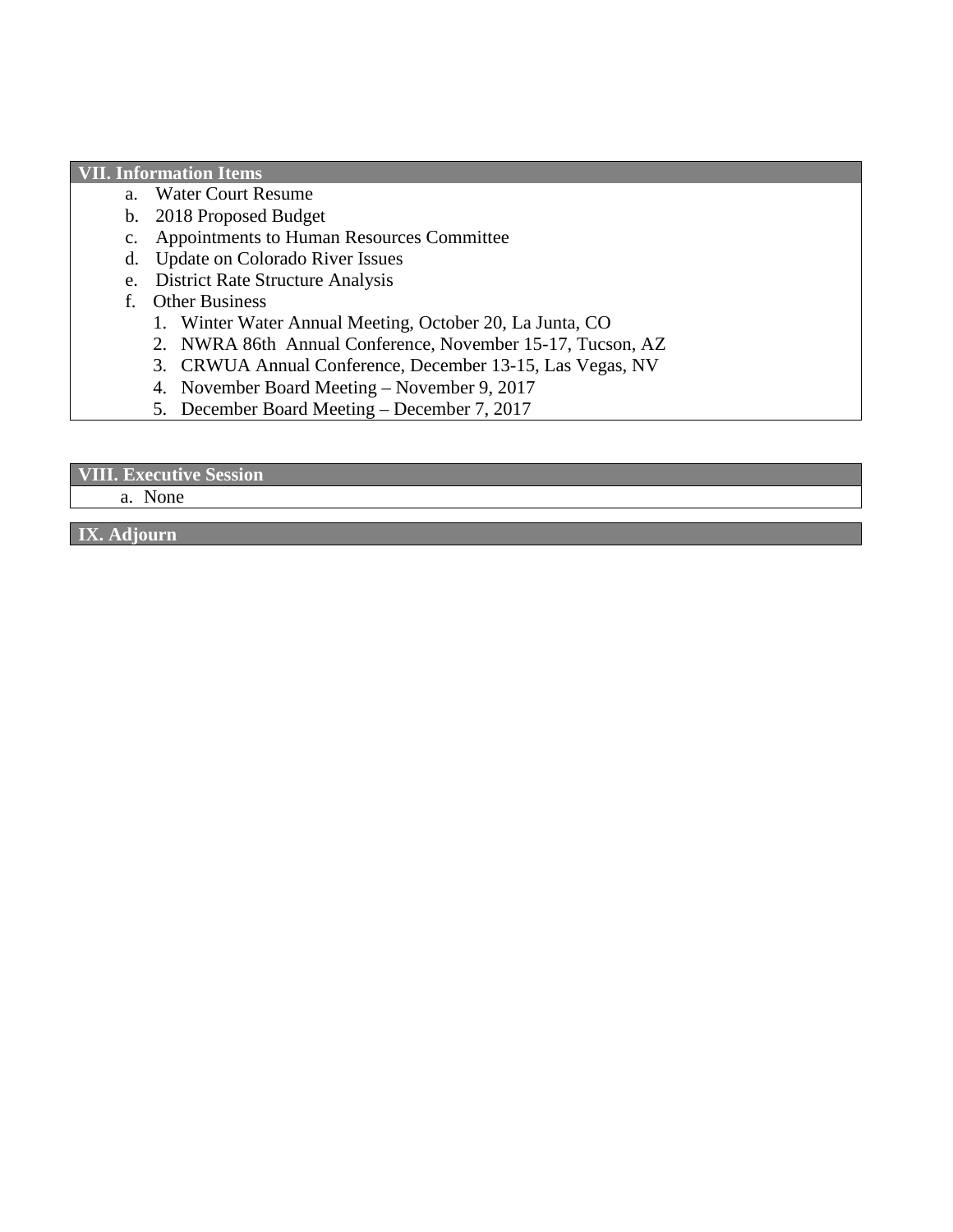## VII. Information Items

a. Water Court Resume
b. 2018 Proposed Budget
c. Appointments to Human Resources Committee
d. Update on Colorado River Issues
e. District Rate Structure Analysis
f. Other Business
   1. Winter Water Annual Meeting, October 20, La Junta, CO
   2. NWRA 86th Annual Conference, November 15-17, Tucson, AZ
   3. CRWUA Annual Conference, December 13-15, Las Vegas, NV
   4. November Board Meeting – November 9, 2017
   5. December Board Meeting – December 7, 2017

## VIII. Executive Session

a. None

## IX. Adjourn